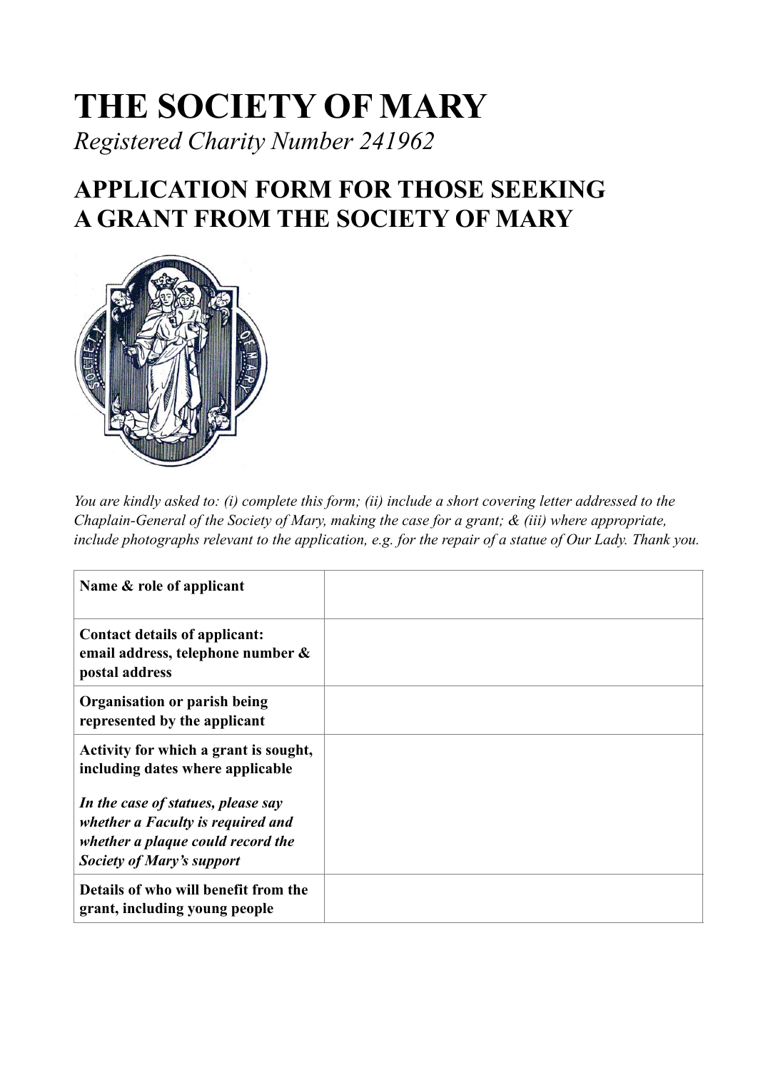# THE SOCIETY OF MARY

*Registered Charity Number 241962*

## APPLICATION FORM FOR THOSE SEEKING A GRANT FROM THE SOCIETY OF MARY

*You are kindly asked to: (i) complete this form; (ii) include a short covering letter addressed to the Chaplain-General of the Society of Mary, making the case for a grant; & (iii) where appropriate, include photographs relevant to the application, e.g. for the repair of a statue of Our Lady. Thank you.*

| | |
|---|---|
| **Name & role of applicant** | |
| **Contact details of applicant: email address, telephone number & postal address** | |
| **Organisation or parish being represented by the applicant** | |
| **Activity for which a grant is sought, including dates where applicable**<br><br>***In the case of statues, please say whether a Faculty is required and whether a plaque could record the Society of Mary's support*** | |
| **Details of who will benefit from the grant, including young people** | |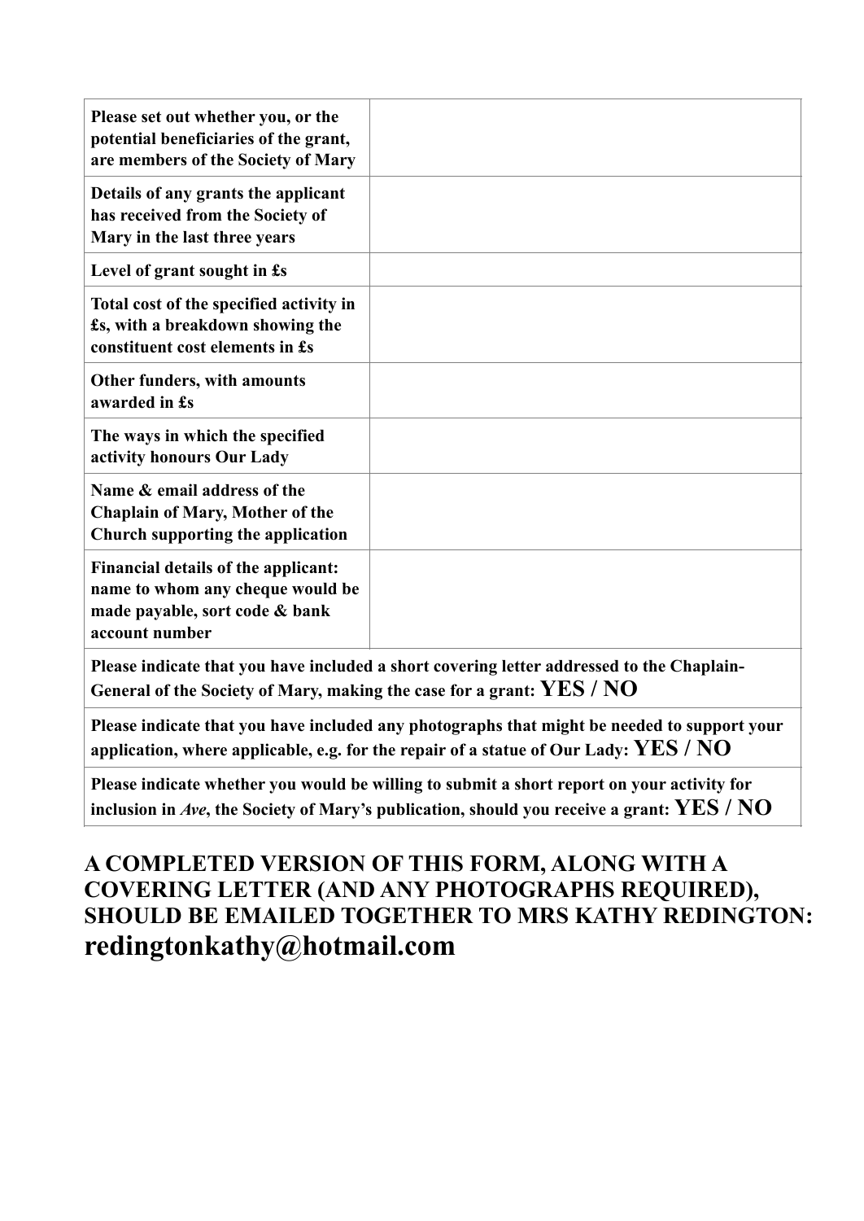| | |
|---|---|
| **Please set out whether you, or the potential beneficiaries of the grant, are members of the Society of Mary** | |
| **Details of any grants the applicant has received from the Society of Mary in the last three years** | |
| **Level of grant sought in £s** | |
| **Total cost of the specified activity in £s, with a breakdown showing the constituent cost elements in £s** | |
| **Other funders, with amounts awarded in £s** | |
| **The ways in which the specified activity honours Our Lady** | |
| **Name & email address of the Chaplain of Mary, Mother of the Church supporting the application** | |
| **Financial details of the applicant: name to whom any cheque would be made payable, sort code & bank account number** | |
| **Please indicate that you have included a short covering letter addressed to the Chaplain-General of the Society of Mary, making the case for a grant: YES / NO** | |
| **Please indicate that you have included any photographs that might be needed to support your application, where applicable, e.g. for the repair of a statue of Our Lady: YES / NO** | |
| **Please indicate whether you would be willing to submit a short report on your activity for inclusion in *Ave*, the Society of Mary's publication, should you receive a grant: YES / NO** | |

**A COMPLETED VERSION OF THIS FORM, ALONG WITH A COVERING LETTER (AND ANY PHOTOGRAPHS REQUIRED), SHOULD BE EMAILED TOGETHER TO MRS KATHY REDINGTON: redingtonkathy@hotmail.com**